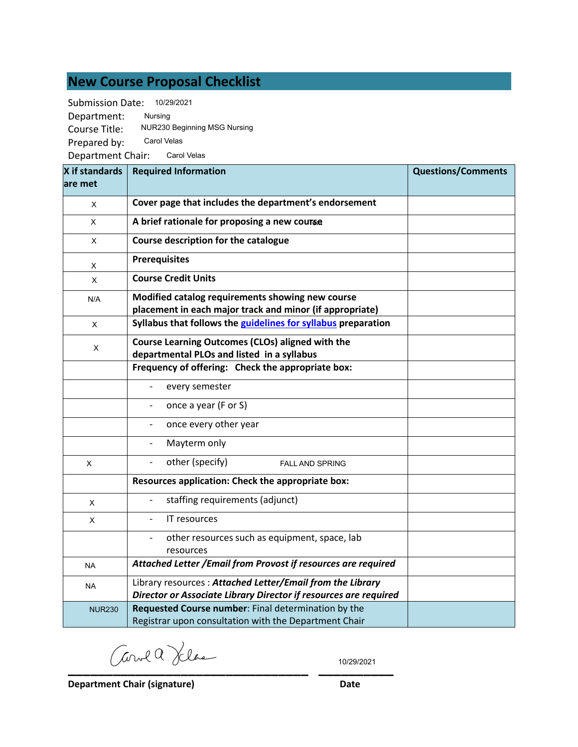# New Course Proposal Checklist

Submission Date: 10/29/2021

Department: Nursing

Course Title: NUR230 Beginning MSG Nursing

Prepared by: Carol Velas

Department Chair: Carol Velas

| X if standards are met | Required Information | Questions/Comments |
|---|---|---|
| X | **Cover page that includes the department's endorsement** | |
| X | **A brief rationale for proposing a new course** | |
| X | **Course description for the catalogue** | |
| X | **Prerequisites** | |
| X | **Course Credit Units** | |
| N/A | **Modified catalog requirements showing new course placement in each major track and minor (if appropriate)** | |
| X | **Syllabus that follows the guidelines for syllabus preparation** | |
| X | **Course Learning Outcomes (CLOs) aligned with the departmental PLOs and listed in a syllabus** | |
| | **Frequency of offering: Check the appropriate box:** | |
| | - every semester | |
| | - once a year (F or S) | |
| | - once every other year | |
| | - Mayterm only | |
| X | - other (specify) FALL AND SPRING | |
| | **Resources application: Check the appropriate box:** | |
| X | - staffing requirements (adjunct) | |
| X | - IT resources | |
| | - other resources such as equipment, space, lab resources | |
| NA | ***Attached Letter /Email from Provost if resources are required*** | |
| NA | Library resources : ***Attached Letter/Email from the Library Director or Associate Library Director if resources are required*** | |
| NUR230 | **Requested Course number**: Final determination by the Registrar upon consultation with the Department Chair | |

Carol A. Velas 10/29/2021

**Department Chair (signature)** **Date**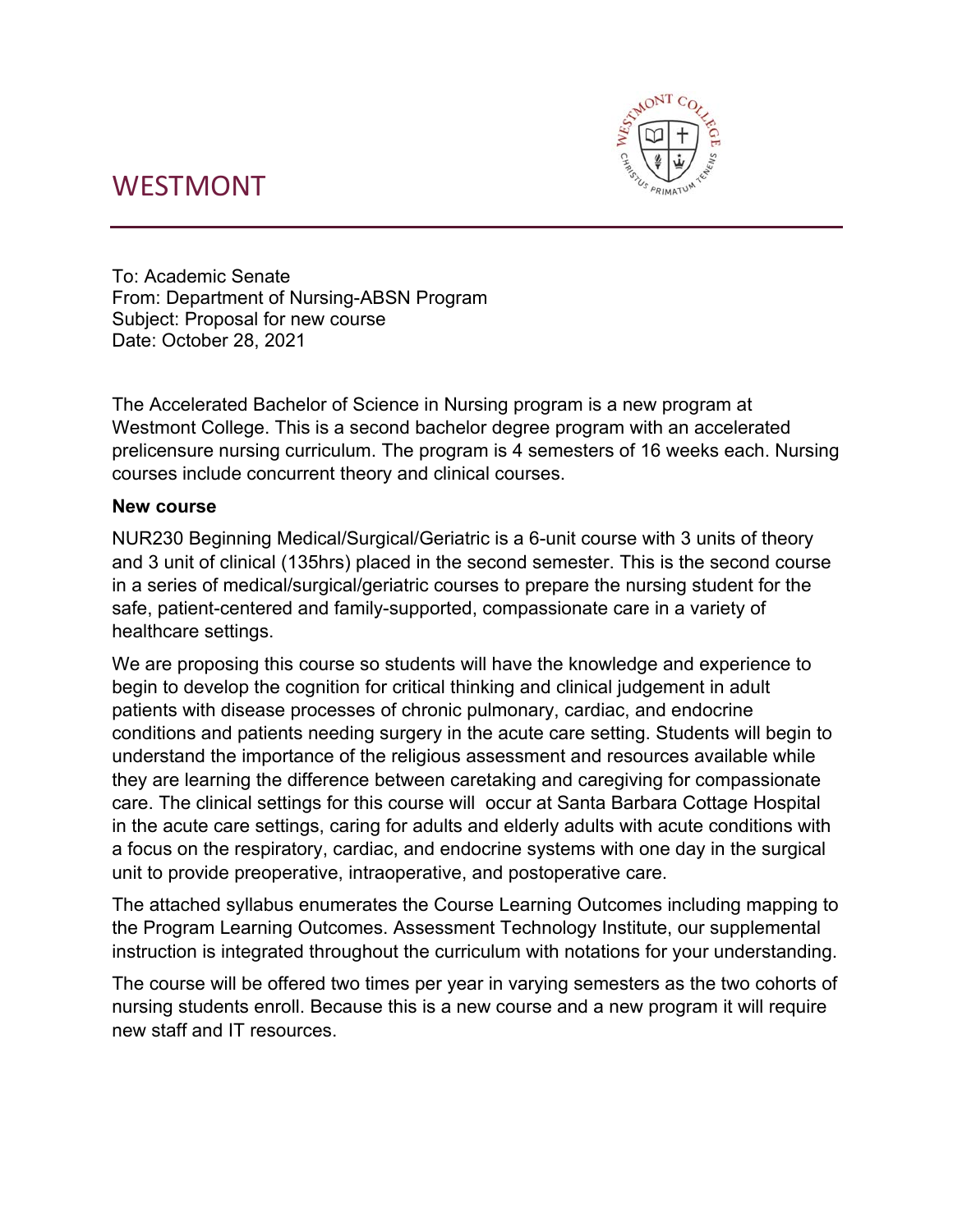# WESTMONT

To: Academic Senate
From: Department of Nursing-ABSN Program
Subject: Proposal for new course
Date: October 28, 2021

The Accelerated Bachelor of Science in Nursing program is a new program at Westmont College. This is a second bachelor degree program with an accelerated prelicensure nursing curriculum. The program is 4 semesters of 16 weeks each. Nursing courses include concurrent theory and clinical courses.

**New course**

NUR230 Beginning Medical/Surgical/Geriatric is a 6-unit course with 3 units of theory and 3 unit of clinical (135hrs) placed in the second semester. This is the second course in a series of medical/surgical/geriatric courses to prepare the nursing student for the safe, patient-centered and family-supported, compassionate care in a variety of healthcare settings.

We are proposing this course so students will have the knowledge and experience to begin to develop the cognition for critical thinking and clinical judgement in adult patients with disease processes of chronic pulmonary, cardiac, and endocrine conditions and patients needing surgery in the acute care setting. Students will begin to understand the importance of the religious assessment and resources available while they are learning the difference between caretaking and caregiving for compassionate care. The clinical settings for this course will occur at Santa Barbara Cottage Hospital in the acute care settings, caring for adults and elderly adults with acute conditions with a focus on the respiratory, cardiac, and endocrine systems with one day in the surgical unit to provide preoperative, intraoperative, and postoperative care.

The attached syllabus enumerates the Course Learning Outcomes including mapping to the Program Learning Outcomes. Assessment Technology Institute, our supplemental instruction is integrated throughout the curriculum with notations for your understanding.

The course will be offered two times per year in varying semesters as the two cohorts of nursing students enroll. Because this is a new course and a new program it will require new staff and IT resources.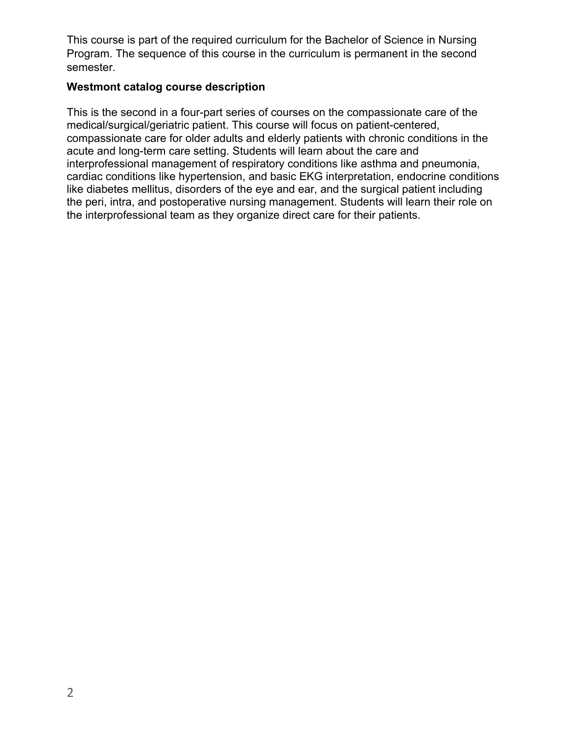This course is part of the required curriculum for the Bachelor of Science in Nursing Program. The sequence of this course in the curriculum is permanent in the second semester.

**Westmont catalog course description**

This is the second in a four-part series of courses on the compassionate care of the medical/surgical/geriatric patient. This course will focus on patient-centered, compassionate care for older adults and elderly patients with chronic conditions in the acute and long-term care setting. Students will learn about the care and interprofessional management of respiratory conditions like asthma and pneumonia, cardiac conditions like hypertension, and basic EKG interpretation, endocrine conditions like diabetes mellitus, disorders of the eye and ear, and the surgical patient including the peri, intra, and postoperative nursing management. Students will learn their role on the interprofessional team as they organize direct care for their patients.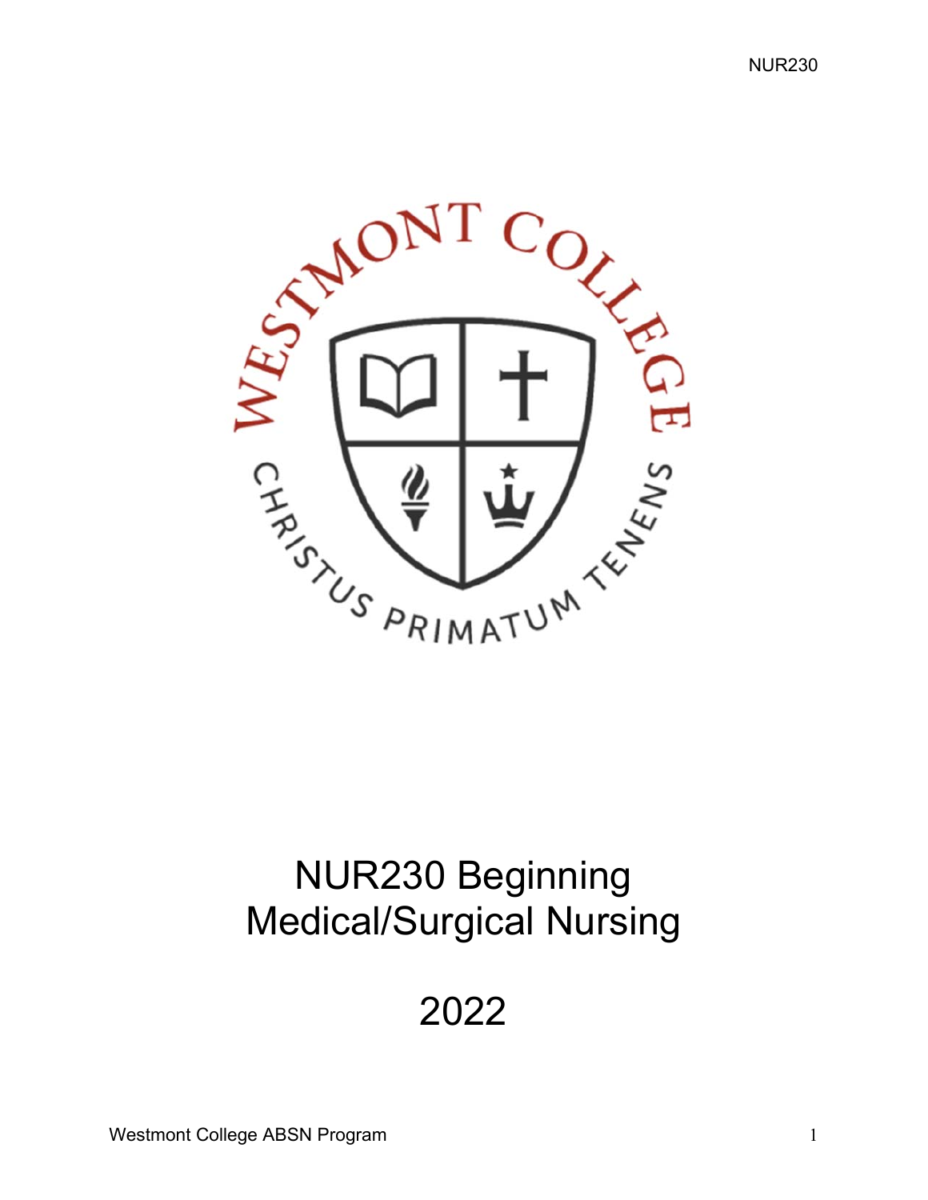# NUR230 Beginning Medical/Surgical Nursing

# 2022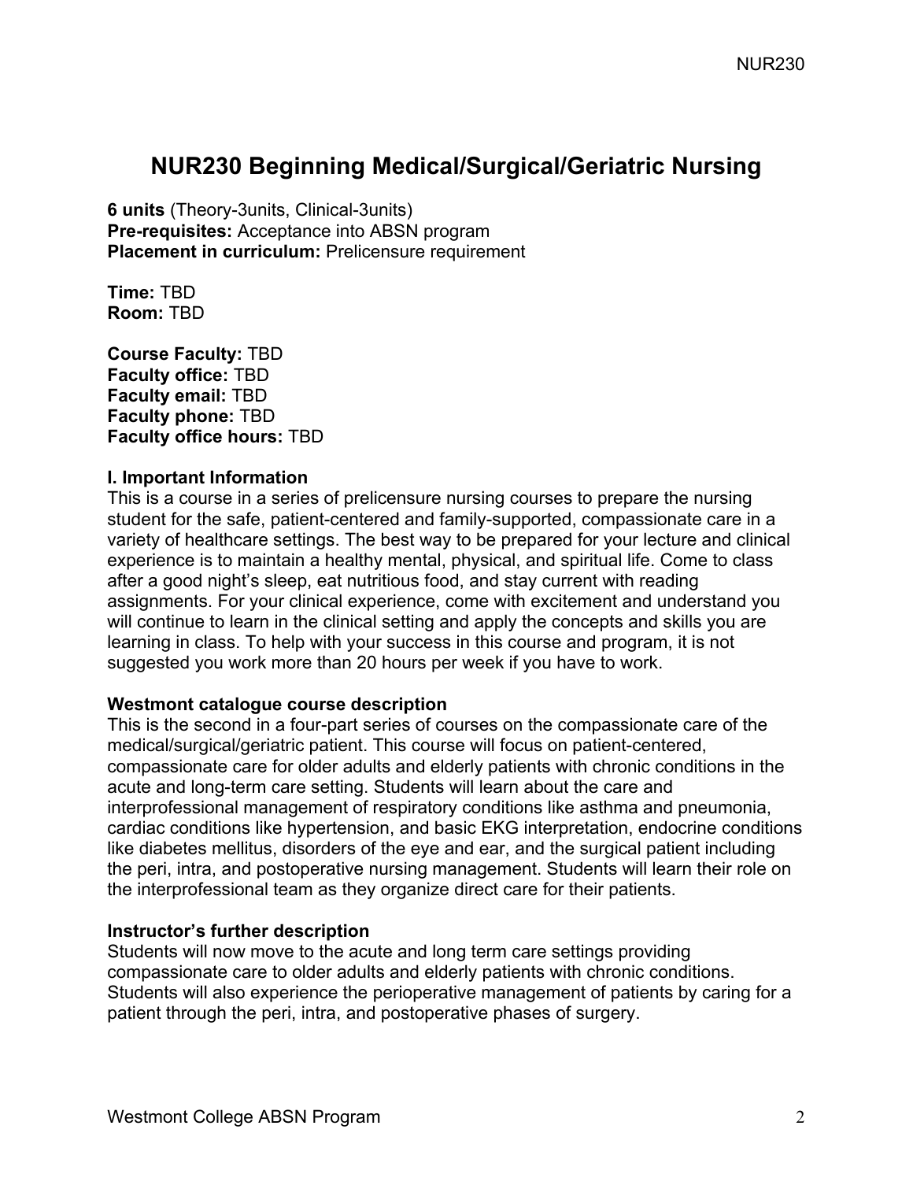# NUR230 Beginning Medical/Surgical/Geriatric Nursing

**6 units** (Theory-3units, Clinical-3units)
**Pre-requisites:** Acceptance into ABSN program
**Placement in curriculum:** Prelicensure requirement

**Time:** TBD
**Room:** TBD

**Course Faculty:** TBD
**Faculty office:** TBD
**Faculty email:** TBD
**Faculty phone:** TBD
**Faculty office hours:** TBD

**I. Important Information**

This is a course in a series of prelicensure nursing courses to prepare the nursing student for the safe, patient-centered and family-supported, compassionate care in a variety of healthcare settings. The best way to be prepared for your lecture and clinical experience is to maintain a healthy mental, physical, and spiritual life. Come to class after a good night's sleep, eat nutritious food, and stay current with reading assignments. For your clinical experience, come with excitement and understand you will continue to learn in the clinical setting and apply the concepts and skills you are learning in class. To help with your success in this course and program, it is not suggested you work more than 20 hours per week if you have to work.

**Westmont catalogue course description**

This is the second in a four-part series of courses on the compassionate care of the medical/surgical/geriatric patient. This course will focus on patient-centered, compassionate care for older adults and elderly patients with chronic conditions in the acute and long-term care setting. Students will learn about the care and interprofessional management of respiratory conditions like asthma and pneumonia, cardiac conditions like hypertension, and basic EKG interpretation, endocrine conditions like diabetes mellitus, disorders of the eye and ear, and the surgical patient including the peri, intra, and postoperative nursing management. Students will learn their role on the interprofessional team as they organize direct care for their patients.

**Instructor's further description**

Students will now move to the acute and long term care settings providing compassionate care to older adults and elderly patients with chronic conditions. Students will also experience the perioperative management of patients by caring for a patient through the peri, intra, and postoperative phases of surgery.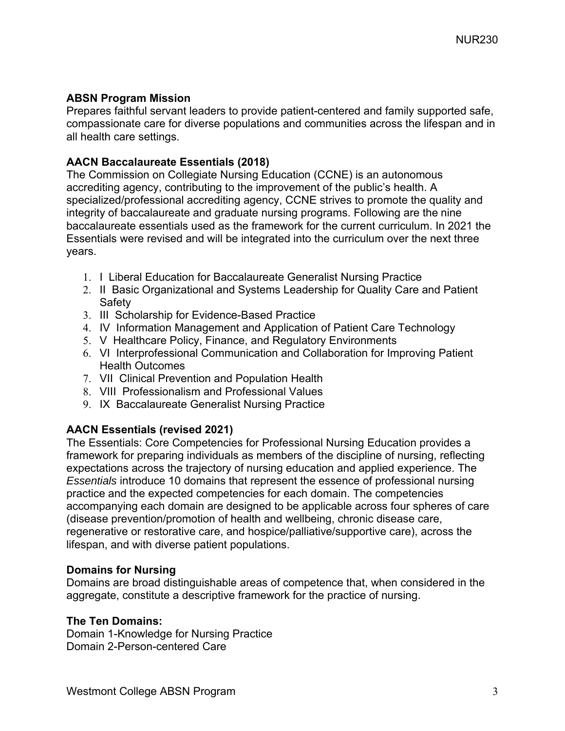**ABSN Program Mission**

Prepares faithful servant leaders to provide patient-centered and family supported safe, compassionate care for diverse populations and communities across the lifespan and in all health care settings.

**AACN Baccalaureate Essentials (2018)**

The Commission on Collegiate Nursing Education (CCNE) is an autonomous accrediting agency, contributing to the improvement of the public's health. A specialized/professional accrediting agency, CCNE strives to promote the quality and integrity of baccalaureate and graduate nursing programs. Following are the nine baccalaureate essentials used as the framework for the current curriculum. In 2021 the Essentials were revised and will be integrated into the curriculum over the next three years.

1. I Liberal Education for Baccalaureate Generalist Nursing Practice
2. II Basic Organizational and Systems Leadership for Quality Care and Patient Safety
3. III Scholarship for Evidence-Based Practice
4. IV Information Management and Application of Patient Care Technology
5. V Healthcare Policy, Finance, and Regulatory Environments
6. VI Interprofessional Communication and Collaboration for Improving Patient Health Outcomes
7. VII Clinical Prevention and Population Health
8. VIII Professionalism and Professional Values
9. IX Baccalaureate Generalist Nursing Practice

**AACN Essentials (revised 2021)**

The Essentials: Core Competencies for Professional Nursing Education provides a framework for preparing individuals as members of the discipline of nursing, reflecting expectations across the trajectory of nursing education and applied experience. The *Essentials* introduce 10 domains that represent the essence of professional nursing practice and the expected competencies for each domain. The competencies accompanying each domain are designed to be applicable across four spheres of care (disease prevention/promotion of health and wellbeing, chronic disease care, regenerative or restorative care, and hospice/palliative/supportive care), across the lifespan, and with diverse patient populations.

**Domains for Nursing**

Domains are broad distinguishable areas of competence that, when considered in the aggregate, constitute a descriptive framework for the practice of nursing.

**The Ten Domains:**

Domain 1-Knowledge for Nursing Practice
Domain 2-Person-centered Care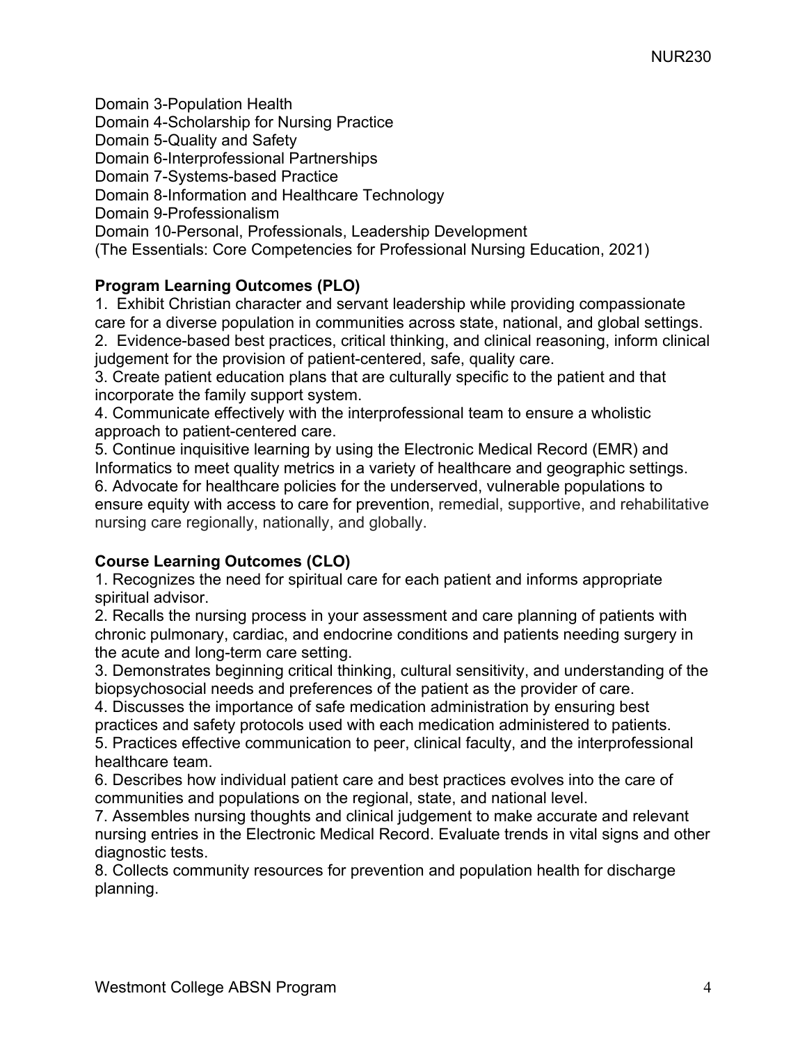Domain 3-Population Health
Domain 4-Scholarship for Nursing Practice
Domain 5-Quality and Safety
Domain 6-Interprofessional Partnerships
Domain 7-Systems-based Practice
Domain 8-Information and Healthcare Technology
Domain 9-Professionalism
Domain 10-Personal, Professionals, Leadership Development
(The Essentials: Core Competencies for Professional Nursing Education, 2021)

**Program Learning Outcomes (PLO)**

1. Exhibit Christian character and servant leadership while providing compassionate care for a diverse population in communities across state, national, and global settings.
2. Evidence-based best practices, critical thinking, and clinical reasoning, inform clinical judgement for the provision of patient-centered, safe, quality care.
3. Create patient education plans that are culturally specific to the patient and that incorporate the family support system.
4. Communicate effectively with the interprofessional team to ensure a wholistic approach to patient-centered care.
5. Continue inquisitive learning by using the Electronic Medical Record (EMR) and Informatics to meet quality metrics in a variety of healthcare and geographic settings.
6. Advocate for healthcare policies for the underserved, vulnerable populations to ensure equity with access to care for prevention, remedial, supportive, and rehabilitative nursing care regionally, nationally, and globally.

**Course Learning Outcomes (CLO)**

1. Recognizes the need for spiritual care for each patient and informs appropriate spiritual advisor.
2. Recalls the nursing process in your assessment and care planning of patients with chronic pulmonary, cardiac, and endocrine conditions and patients needing surgery in the acute and long-term care setting.
3. Demonstrates beginning critical thinking, cultural sensitivity, and understanding of the biopsychosocial needs and preferences of the patient as the provider of care.
4. Discusses the importance of safe medication administration by ensuring best practices and safety protocols used with each medication administered to patients.
5. Practices effective communication to peer, clinical faculty, and the interprofessional healthcare team.
6. Describes how individual patient care and best practices evolves into the care of communities and populations on the regional, state, and national level.
7. Assembles nursing thoughts and clinical judgement to make accurate and relevant nursing entries in the Electronic Medical Record. Evaluate trends in vital signs and other diagnostic tests.
8. Collects community resources for prevention and population health for discharge planning.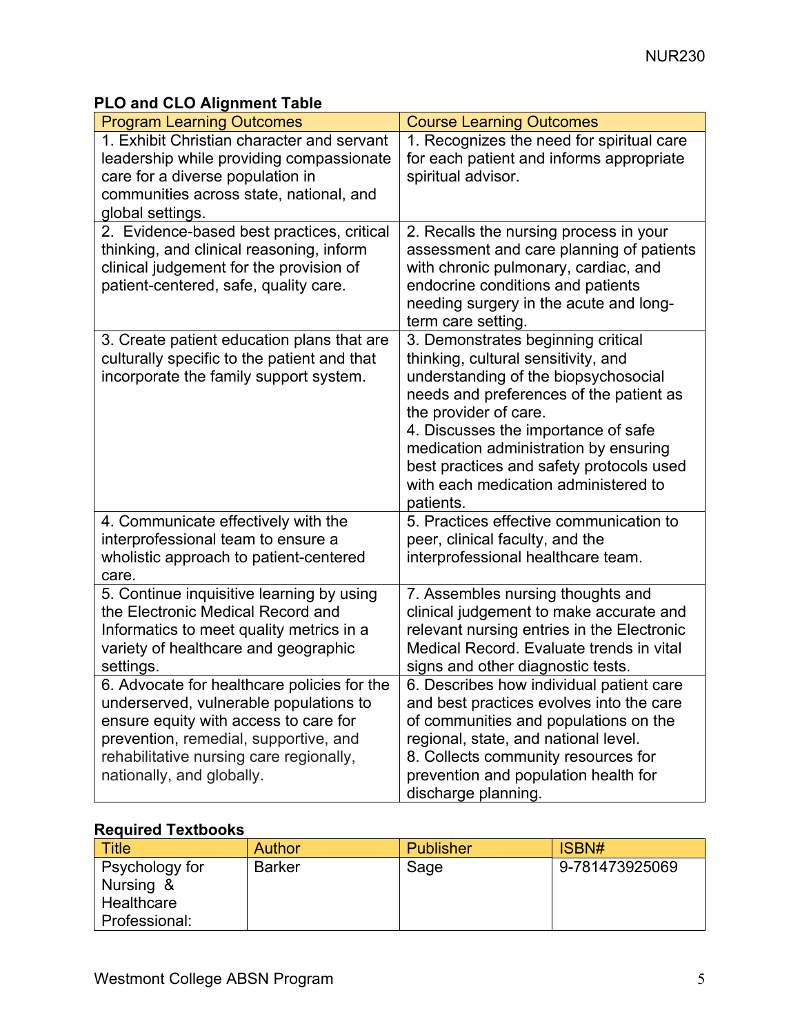### PLO and CLO Alignment Table

| Program Learning Outcomes | Course Learning Outcomes |
|---|---|
| 1. Exhibit Christian character and servant leadership while providing compassionate care for a diverse population in communities across state, national, and global settings. | 1. Recognizes the need for spiritual care for each patient and informs appropriate spiritual advisor. |
| 2. Evidence-based best practices, critical thinking, and clinical reasoning, inform clinical judgement for the provision of patient-centered, safe, quality care. | 2. Recalls the nursing process in your assessment and care planning of patients with chronic pulmonary, cardiac, and endocrine conditions and patients needing surgery in the acute and long-term care setting. |
| 3. Create patient education plans that are culturally specific to the patient and that incorporate the family support system. | 3. Demonstrates beginning critical thinking, cultural sensitivity, and understanding of the biopsychosocial needs and preferences of the patient as the provider of care.<br>4. Discusses the importance of safe medication administration by ensuring best practices and safety protocols used with each medication administered to patients. |
| 4. Communicate effectively with the interprofessional team to ensure a wholistic approach to patient-centered care. | 5. Practices effective communication to peer, clinical faculty, and the interprofessional healthcare team. |
| 5. Continue inquisitive learning by using the Electronic Medical Record and Informatics to meet quality metrics in a variety of healthcare and geographic settings. | 7. Assembles nursing thoughts and clinical judgement to make accurate and relevant nursing entries in the Electronic Medical Record. Evaluate trends in vital signs and other diagnostic tests. |
| 6. Advocate for healthcare policies for the underserved, vulnerable populations to ensure equity with access to care for prevention, remedial, supportive, and rehabilitative nursing care regionally, nationally, and globally. | 6. Describes how individual patient care and best practices evolves into the care of communities and populations on the regional, state, and national level.<br>8. Collects community resources for prevention and population health for discharge planning. |

### Required Textbooks

| Title | Author | Publisher | ISBN# |
|---|---|---|---|
| Psychology for Nursing & Healthcare Professional: | Barker | Sage | 9-781473925069 |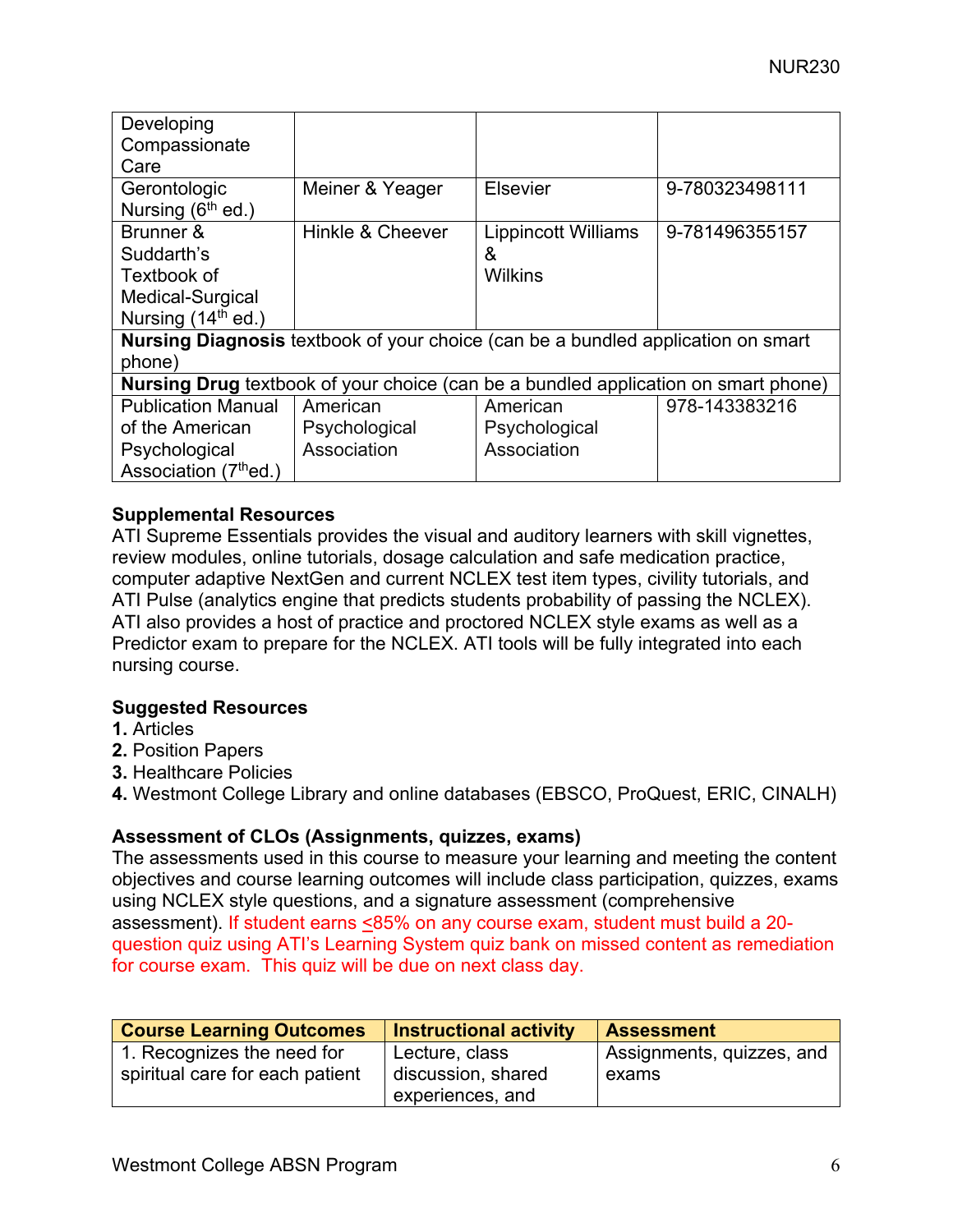| Developing Compassionate Care | | | |
|---|---|---|---|
| Gerontologic Nursing (6th ed.) | Meiner & Yeager | Elsevier | 9-780323498111 |
| Brunner & Suddarth's Textbook of Medical-Surgical Nursing (14th ed.) | Hinkle & Cheever | Lippincott Williams & Wilkins | 9-781496355157 |
| **Nursing Diagnosis** textbook of your choice (can be a bundled application on smart phone) | | | |
| **Nursing Drug** textbook of your choice (can be a bundled application on smart phone) | | | |
| Publication Manual of the American Psychological Association (7thed.) | American Psychological Association | American Psychological Association | 978-143383216 |

**Supplemental Resources**

ATI Supreme Essentials provides the visual and auditory learners with skill vignettes, review modules, online tutorials, dosage calculation and safe medication practice, computer adaptive NextGen and current NCLEX test item types, civility tutorials, and ATI Pulse (analytics engine that predicts students probability of passing the NCLEX). ATI also provides a host of practice and proctored NCLEX style exams as well as a Predictor exam to prepare for the NCLEX. ATI tools will be fully integrated into each nursing course.

**Suggested Resources**

1. Articles
2. Position Papers
3. Healthcare Policies
4. Westmont College Library and online databases (EBSCO, ProQuest, ERIC, CINALH)

**Assessment of CLOs (Assignments, quizzes, exams)**

The assessments used in this course to measure your learning and meeting the content objectives and course learning outcomes will include class participation, quizzes, exams using NCLEX style questions, and a signature assessment (comprehensive assessment). If student earns ≤85% on any course exam, student must build a 20-question quiz using ATI's Learning System quiz bank on missed content as remediation for course exam. This quiz will be due on next class day.

| Course Learning Outcomes | Instructional activity | Assessment |
|---|---|---|
| 1. Recognizes the need for spiritual care for each patient | Lecture, class discussion, shared experiences, and | Assignments, quizzes, and exams |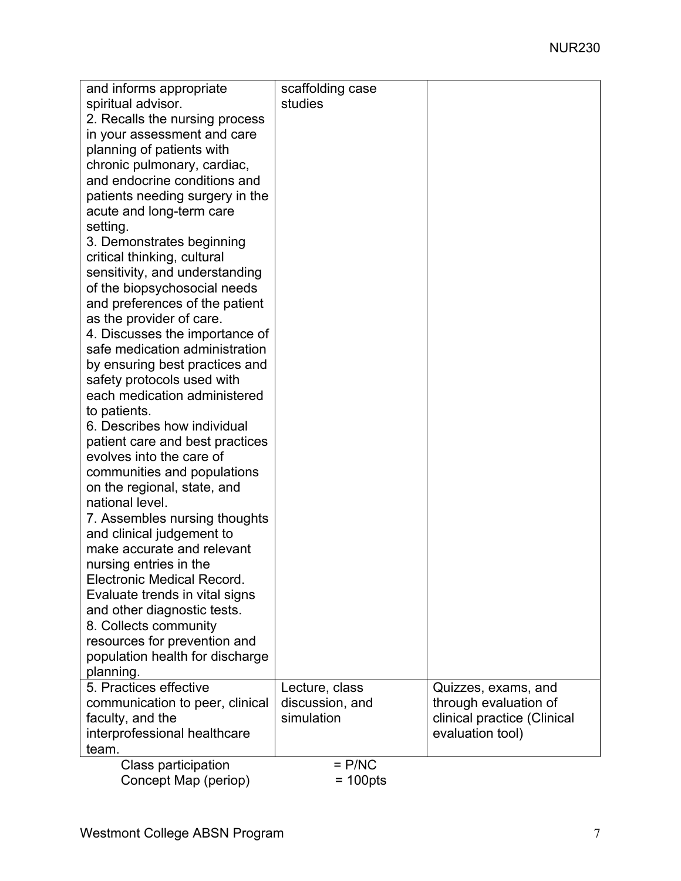| | | |
|---|---|---|
| and informs appropriate spiritual advisor.<br>2. Recalls the nursing process in your assessment and care planning of patients with chronic pulmonary, cardiac, and endocrine conditions and patients needing surgery in the acute and long-term care setting.<br>3. Demonstrates beginning critical thinking, cultural sensitivity, and understanding of the biopsychosocial needs and preferences of the patient as the provider of care.<br>4. Discusses the importance of safe medication administration by ensuring best practices and safety protocols used with each medication administered to patients.<br>6. Describes how individual patient care and best practices evolves into the care of communities and populations on the regional, state, and national level.<br>7. Assembles nursing thoughts and clinical judgement to make accurate and relevant nursing entries in the Electronic Medical Record. Evaluate trends in vital signs and other diagnostic tests.<br>8. Collects community resources for prevention and population health for discharge planning. | scaffolding case studies | |
| 5. Practices effective communication to peer, clinical faculty, and the interprofessional healthcare team. | Lecture, class discussion, and simulation | Quizzes, exams, and through evaluation of clinical practice (Clinical evaluation tool) |

Class participation = P/NC
Concept Map (periop) = 100pts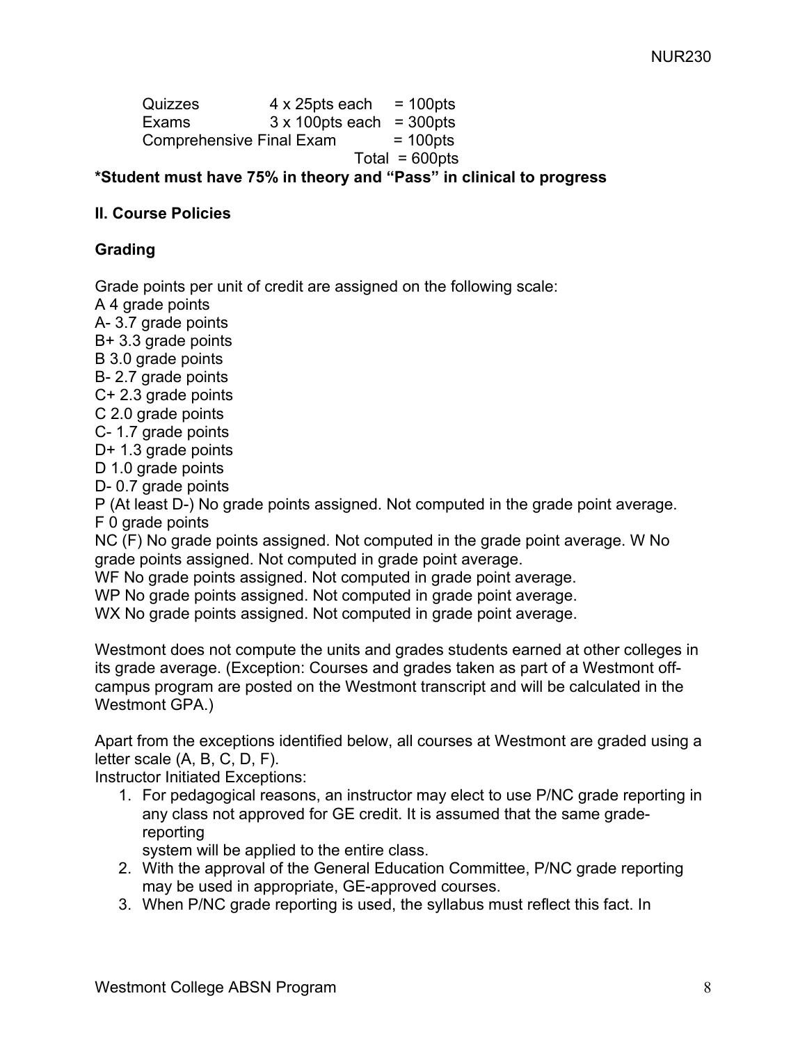| | | |
|---|---|---|
| Quizzes | 4 x 25pts each | = 100pts |
| Exams | 3 x 100pts each | = 300pts |
| Comprehensive Final Exam | | = 100pts |
| | | Total = 600pts |

**\*Student must have 75% in theory and "Pass" in clinical to progress**

## II. Course Policies

### Grading

Grade points per unit of credit are assigned on the following scale:

A 4 grade points
A- 3.7 grade points
B+ 3.3 grade points
B 3.0 grade points
B- 2.7 grade points
C+ 2.3 grade points
C 2.0 grade points
C- 1.7 grade points
D+ 1.3 grade points
D 1.0 grade points
D- 0.7 grade points
P (At least D-) No grade points assigned. Not computed in the grade point average.
F 0 grade points
NC (F) No grade points assigned. Not computed in the grade point average. W No grade points assigned. Not computed in grade point average.
WF No grade points assigned. Not computed in grade point average.
WP No grade points assigned. Not computed in grade point average.
WX No grade points assigned. Not computed in grade point average.

Westmont does not compute the units and grades students earned at other colleges in its grade average. (Exception: Courses and grades taken as part of a Westmont off-campus program are posted on the Westmont transcript and will be calculated in the Westmont GPA.)

Apart from the exceptions identified below, all courses at Westmont are graded using a letter scale (A, B, C, D, F).

Instructor Initiated Exceptions:

1. For pedagogical reasons, an instructor may elect to use P/NC grade reporting in any class not approved for GE credit. It is assumed that the same grade-reporting system will be applied to the entire class.
2. With the approval of the General Education Committee, P/NC grade reporting may be used in appropriate, GE-approved courses.
3. When P/NC grade reporting is used, the syllabus must reflect this fact. In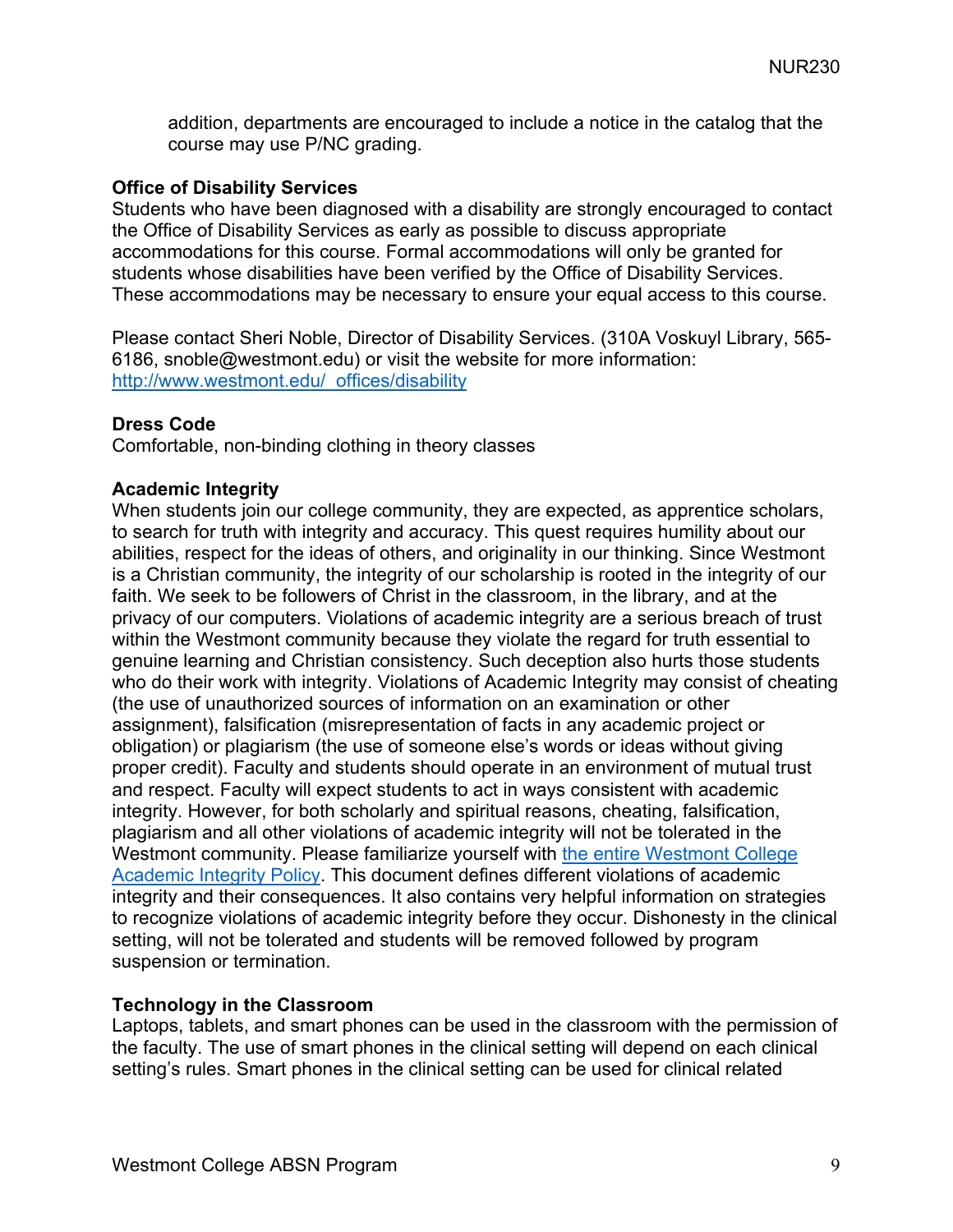addition, departments are encouraged to include a notice in the catalog that the course may use P/NC grading.

**Office of Disability Services**

Students who have been diagnosed with a disability are strongly encouraged to contact the Office of Disability Services as early as possible to discuss appropriate accommodations for this course. Formal accommodations will only be granted for students whose disabilities have been verified by the Office of Disability Services. These accommodations may be necessary to ensure your equal access to this course.

Please contact Sheri Noble, Director of Disability Services. (310A Voskuyl Library, 565-6186, snoble@westmont.edu) or visit the website for more information: [http://www.westmont.edu/_offices/disability](http://www.westmont.edu/_offices/disability)

**Dress Code**

Comfortable, non-binding clothing in theory classes

**Academic Integrity**

When students join our college community, they are expected, as apprentice scholars, to search for truth with integrity and accuracy. This quest requires humility about our abilities, respect for the ideas of others, and originality in our thinking. Since Westmont is a Christian community, the integrity of our scholarship is rooted in the integrity of our faith. We seek to be followers of Christ in the classroom, in the library, and at the privacy of our computers. Violations of academic integrity are a serious breach of trust within the Westmont community because they violate the regard for truth essential to genuine learning and Christian consistency. Such deception also hurts those students who do their work with integrity. Violations of Academic Integrity may consist of cheating (the use of unauthorized sources of information on an examination or other assignment), falsification (misrepresentation of facts in any academic project or obligation) or plagiarism (the use of someone else's words or ideas without giving proper credit). Faculty and students should operate in an environment of mutual trust and respect. Faculty will expect students to act in ways consistent with academic integrity. However, for both scholarly and spiritual reasons, cheating, falsification, plagiarism and all other violations of academic integrity will not be tolerated in the Westmont community. Please familiarize yourself with the entire Westmont College Academic Integrity Policy. This document defines different violations of academic integrity and their consequences. It also contains very helpful information on strategies to recognize violations of academic integrity before they occur. Dishonesty in the clinical setting, will not be tolerated and students will be removed followed by program suspension or termination.

**Technology in the Classroom**

Laptops, tablets, and smart phones can be used in the classroom with the permission of the faculty. The use of smart phones in the clinical setting will depend on each clinical setting's rules. Smart phones in the clinical setting can be used for clinical related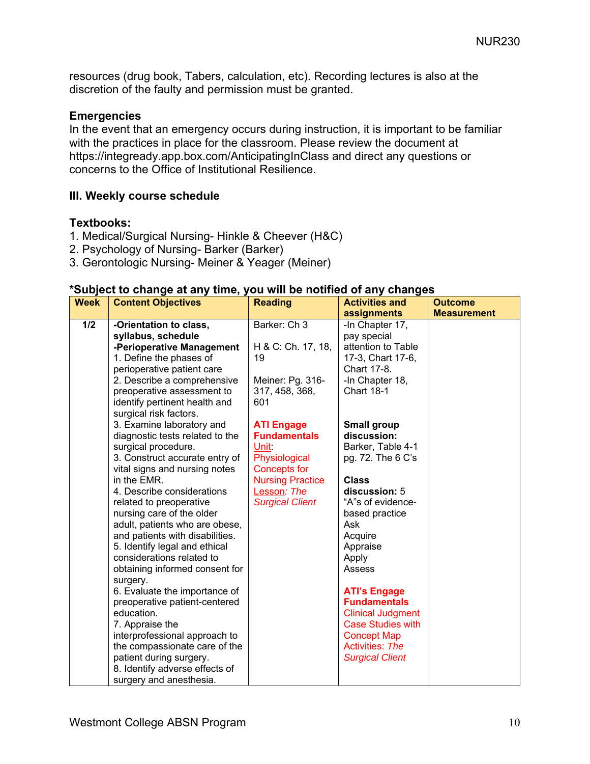resources (drug book, Tabers, calculation, etc). Recording lectures is also at the discretion of the faulty and permission must be granted.

### Emergencies

In the event that an emergency occurs during instruction, it is important to be familiar with the practices in place for the classroom. Please review the document at https://integready.app.box.com/AnticipatingInClass and direct any questions or concerns to the Office of Institutional Resilience.

## III. Weekly course schedule

### Textbooks:

1. Medical/Surgical Nursing- Hinkle & Cheever (H&C)
2. Psychology of Nursing- Barker (Barker)
3. Gerontologic Nursing- Meiner & Yeager (Meiner)

**\*Subject to change at any time, you will be notified of any changes**

| Week | Content Objectives | Reading | Activities and assignments | Outcome Measurement |
|---|---|---|---|---|
| 1/2 | **-Orientation to class, syllabus, schedule**<br>**-Perioperative Management**<br>1. Define the phases of perioperative patient care<br>2. Describe a comprehensive preoperative assessment to identify pertinent health and surgical risk factors.<br>3. Examine laboratory and diagnostic tests related to the surgical procedure.<br>3. Construct accurate entry of vital signs and nursing notes in the EMR.<br>4. Describe considerations related to preoperative nursing care of the older adult, patients who are obese, and patients with disabilities.<br>5. Identify legal and ethical considerations related to obtaining informed consent for surgery.<br>6. Evaluate the importance of preoperative patient-centered education.<br>7. Appraise the interprofessional approach to the compassionate care of the patient during surgery.<br>8. Identify adverse effects of surgery and anesthesia. | Barker: Ch 3<br><br>H & C: Ch. 17, 18, 19<br><br>Meiner: Pg. 316-317, 458, 368, 601<br><br>**ATI Engage Fundamentals** Unit: Physiological Concepts for Nursing Practice Lesson: *The Surgical Client* | -In Chapter 17, pay special attention to Table 17-3, Chart 17-6, Chart 17-8.<br>-In Chapter 18, Chart 18-1<br><br>**Small group discussion:** Barker, Table 4-1 pg. 72. The 6 C's<br><br>**Class discussion:** 5 "A"s of evidence-based practice<br>Ask<br>Acquire<br>Appraise<br>Apply<br>Assess<br><br>**ATI's Engage Fundamentals** Clinical Judgment Case Studies with Concept Map Activities: *The Surgical Client* | |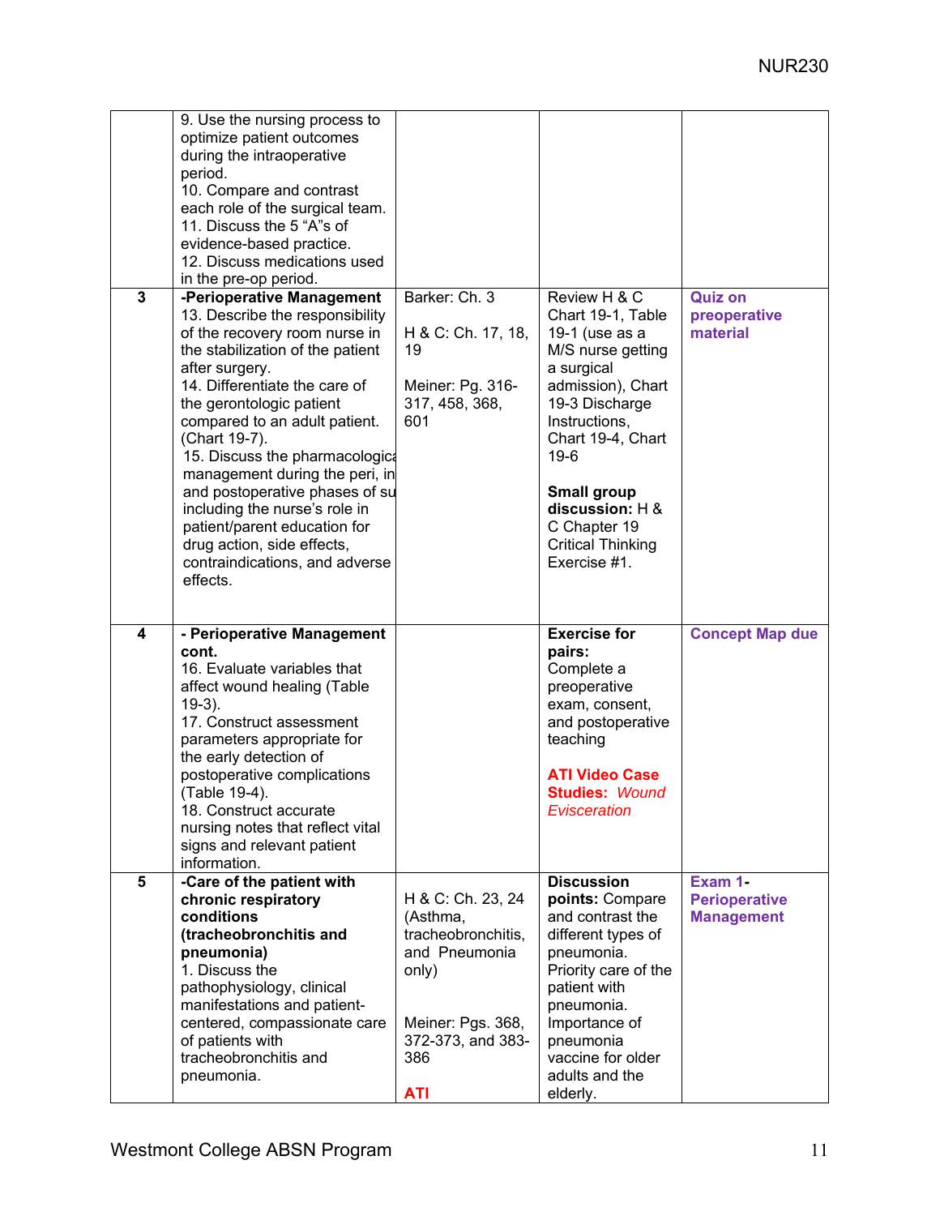| | | | | |
|---|---|---|---|---|
| | 9. Use the nursing process to optimize patient outcomes during the intraoperative period.<br>10. Compare and contrast each role of the surgical team.<br>11. Discuss the 5 "A"s of evidence-based practice.<br>12. Discuss medications used in the pre-op period. | | | |
| 3 | **-Perioperative Management**<br>13. Describe the responsibility of the recovery room nurse in the stabilization of the patient after surgery.<br>14. Differentiate the care of the gerontologic patient compared to an adult patient. (Chart 19-7).<br>15. Discuss the pharmacologica management during the peri, in and postoperative phases of su including the nurse's role in patient/parent education for drug action, side effects, contraindications, and adverse effects. | Barker: Ch. 3<br><br>H & C: Ch. 17, 18, 19<br><br>Meiner: Pg. 316-317, 458, 368, 601 | Review H & C Chart 19-1, Table 19-1 (use as a M/S nurse getting a surgical admission), Chart 19-3 Discharge Instructions, Chart 19-4, Chart 19-6<br><br>**Small group discussion:** H & C Chapter 19 Critical Thinking Exercise #1. | **Quiz on preoperative material** |
| 4 | **- Perioperative Management cont.**<br>16. Evaluate variables that affect wound healing (Table 19-3).<br>17. Construct assessment parameters appropriate for the early detection of postoperative complications (Table 19-4).<br>18. Construct accurate nursing notes that reflect vital signs and relevant patient information. | | **Exercise for pairs:**<br>Complete a preoperative exam, consent, and postoperative teaching<br><br>**ATI Video Case Studies:** *Wound Evisceration* | **Concept Map due** |
| 5 | **-Care of the patient with chronic respiratory conditions (tracheobronchitis and pneumonia)**<br>1. Discuss the pathophysiology, clinical manifestations and patient-centered, compassionate care of patients with tracheobronchitis and pneumonia. | H & C: Ch. 23, 24 (Asthma, tracheobronchitis, and Pneumonia only)<br><br>Meiner: Pgs. 368, 372-373, and 383-386<br><br>**ATI** | **Discussion points:** Compare and contrast the different types of pneumonia. Priority care of the patient with pneumonia. Importance of pneumonia vaccine for older adults and the elderly. | **Exam 1- Perioperative Management** |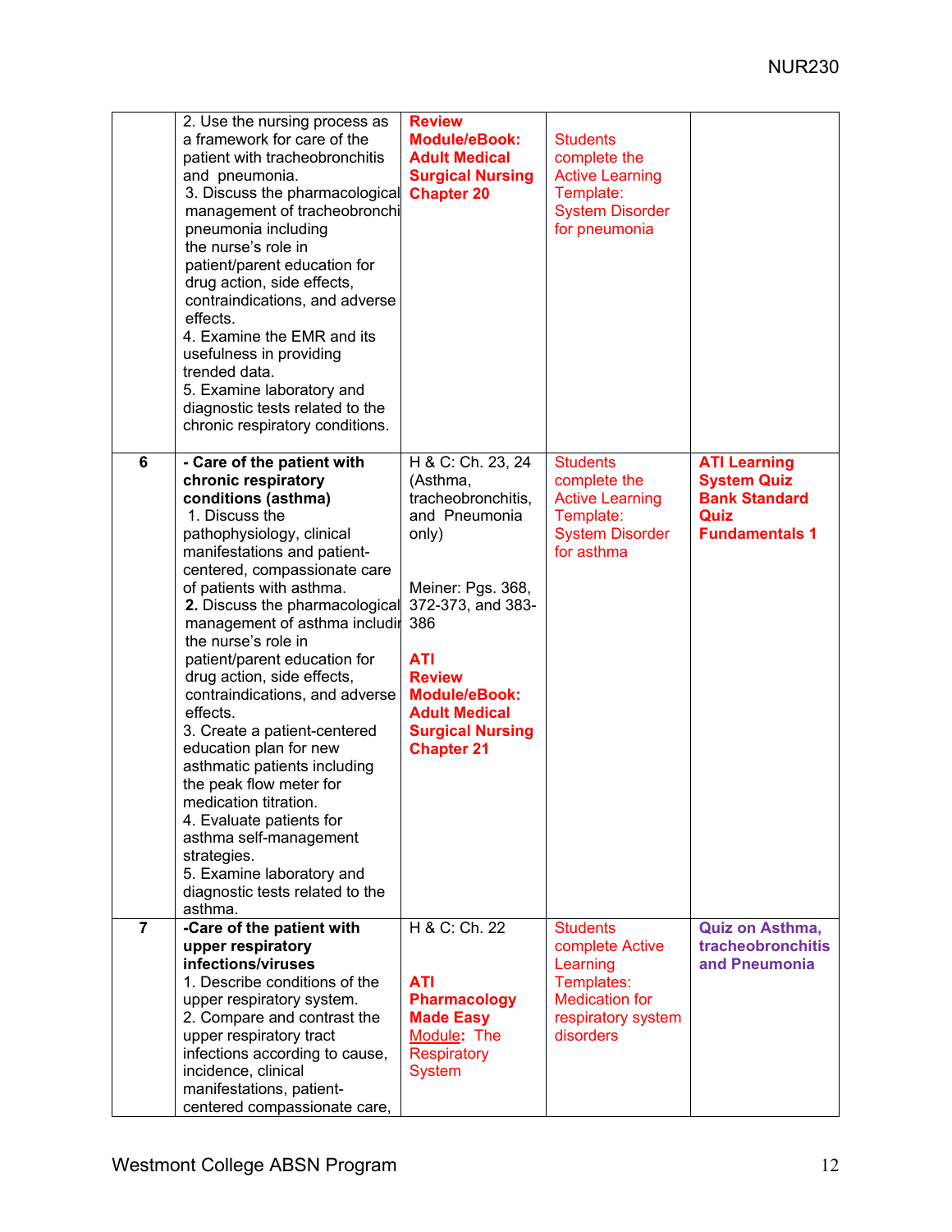| | | | | |
|---|---|---|---|---|
| | 2. Use the nursing process as a framework for care of the patient with tracheobronchitis and pneumonia.<br>3. Discuss the pharmacological management of tracheobronchi pneumonia including the nurse's role in patient/parent education for drug action, side effects, contraindications, and adverse effects.<br>4. Examine the EMR and its usefulness in providing trended data.<br>5. Examine laboratory and diagnostic tests related to the chronic respiratory conditions. | **Review Module/eBook: Adult Medical Surgical Nursing Chapter 20** | Students complete the Active Learning Template: System Disorder for pneumonia | |
| 6 | **- Care of the patient with chronic respiratory conditions (asthma)**<br>1. Discuss the pathophysiology, clinical manifestations and patient-centered, compassionate care of patients with asthma.<br>**2.** Discuss the pharmacological management of asthma includir the nurse's role in patient/parent education for drug action, side effects, contraindication, and adverse effects.<br>3. Create a patient-centered education plan for new asthmatic patients including the peak flow meter for medication titration.<br>4. Evaluate patients for asthma self-management strategies.<br>5. Examine laboratory and diagnostic tests related to the asthma. | H & C: Ch. 23, 24 (Asthma, tracheobronchitis, and Pneumonia only)<br><br>Meiner: Pgs. 368, 372-373, and 383-386<br><br>**ATI Review Module/eBook: Adult Medical Surgical Nursing Chapter 21** | Students complete the Active Learning Template: System Disorder for asthma | **ATI Learning System Quiz Bank Standard Quiz Fundamentals 1** |
| 7 | **-Care of the patient with upper respiratory infections/viruses**<br>1. Describe conditions of the upper respiratory system.<br>2. Compare and contrast the upper respiratory tract infections according to cause, incidence, clinical manifestations, patient-centered compassionate care, | H & C: Ch. 22<br><br>**ATI Pharmacology Made Easy** Module**:** The Respiratory System | Students complete Active Learning Templates: Medication for respiratory system disorders | **Quiz on Asthma, tracheobronchitis and Pneumonia** |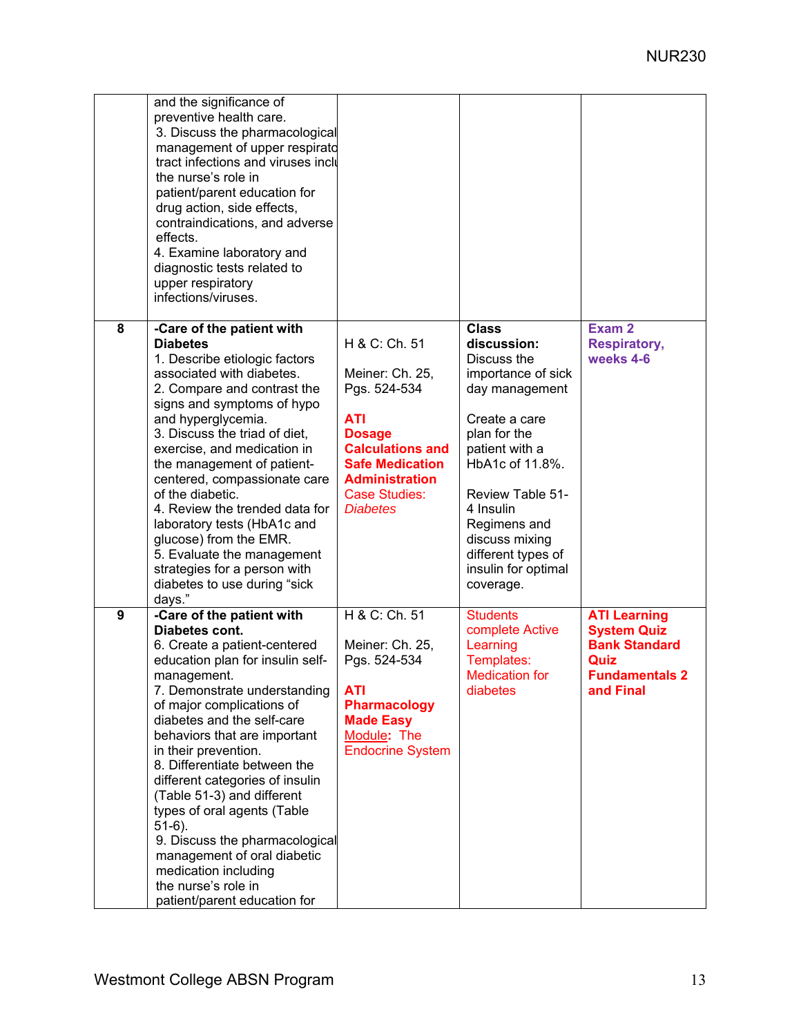| | | | | |
|---|---|---|---|---|
| | and the significance of preventive health care.<br>3. Discuss the pharmacological management of upper respirato tract infections and viruses inclu the nurse's role in patient/parent education for drug action, side effects, contraindications, and adverse effects.<br>4. Examine laboratory and diagnostic tests related to upper respiratory infections/viruses. | | | |
| **8** | **-Care of the patient with Diabetes**<br>1. Describe etiologic factors associated with diabetes.<br>2. Compare and contrast the signs and symptoms of hypo and hyperglycemia.<br>3. Discuss the triad of diet, exercise, and medication in the management of patient-centered, compassionate care of the diabetic.<br>4. Review the trended data for laboratory tests (HbA1c and glucose) from the EMR.<br>5. Evaluate the management strategies for a person with diabetes to use during "sick days." | H & C: Ch. 51<br><br>Meiner: Ch. 25, Pgs. 524-534<br><br>**ATI Dosage Calculations and Safe Medication Administration** Case Studies: *Diabetes* | **Class discussion:** Discuss the importance of sick day management<br><br>Create a care plan for the patient with a HbA1c of 11.8%.<br><br>Review Table 51-4 Insulin Regimens and discuss mixing different types of insulin for optimal coverage. | **Exam 2 Respiratory, weeks 4-6** |
| **9** | **-Care of the patient with Diabetes cont.**<br>6. Create a patient-centered education plan for insulin self-management.<br>7. Demonstrate understanding of major complications of diabetes and the self-care behaviors that are important in their prevention.<br>8. Differentiate between the different categories of insulin (Table 51-3) and different types of oral agents (Table 51-6).<br>9. Discuss the pharmacological management of oral diabetic medication including the nurse's role in patient/parent education for | H & C: Ch. 51<br><br>Meiner: Ch. 25, Pgs. 524-534<br><br>**ATI Pharmacology Made Easy** Module**:** The Endocrine System | Students complete Active Learning Templates: Medication for diabetes | **ATI Learning System Quiz Bank Standard Quiz Fundamentals 2 and Final** |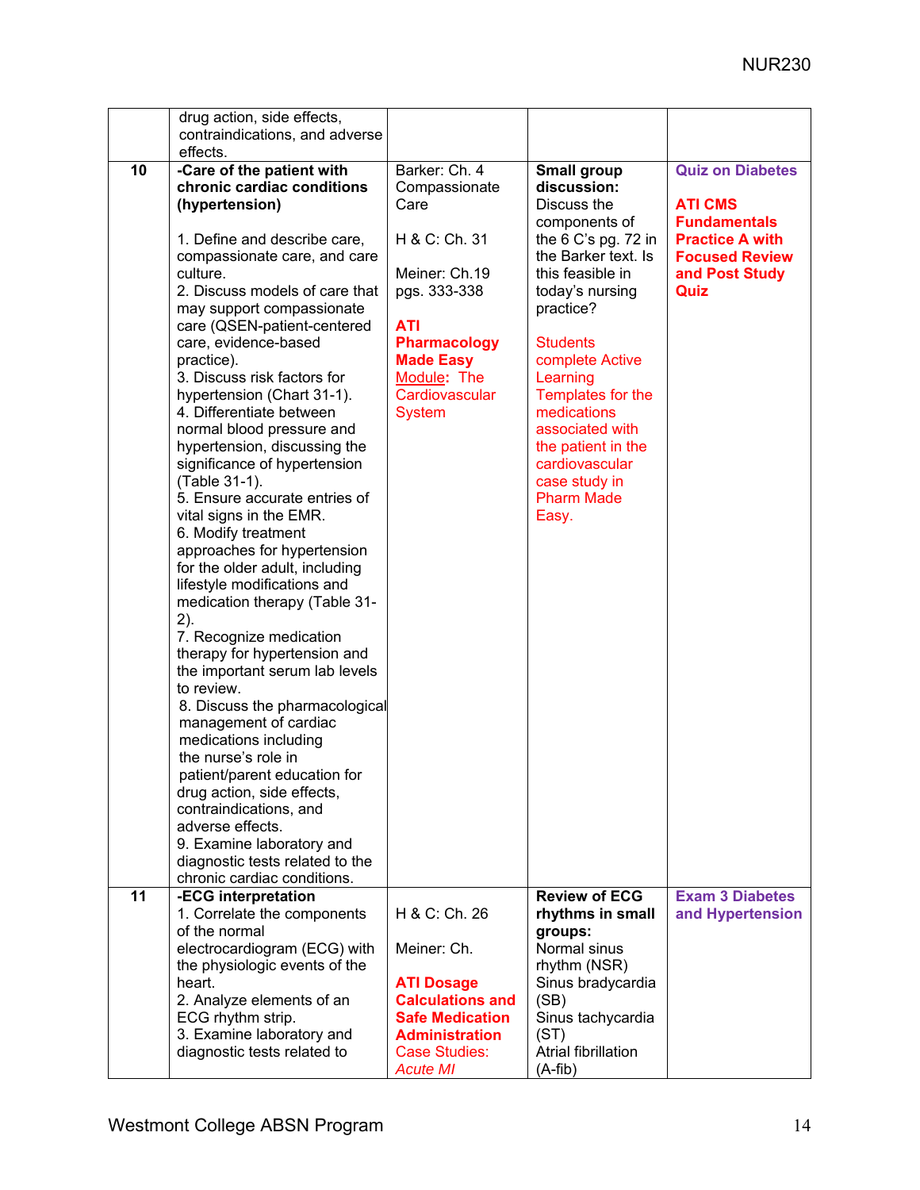| | | | | |
|---|---|---|---|---|
| | drug action, side effects, contraindications, and adverse effects. | | | |
| **10** | **-Care of the patient with chronic cardiac conditions (hypertension)**<br><br>1. Define and describe care, compassionate care, and care culture.<br>2. Discuss models of care that may support compassionate care (QSEN-patient-centered care, evidence-based practice).<br>3. Discuss risk factors for hypertension (Chart 31-1).<br>4. Differentiate between normal blood pressure and hypertension, discussing the significance of hypertension (Table 31-1).<br>5. Ensure accurate entries of vital signs in the EMR.<br>6. Modify treatment approaches for hypertension for the older adult, including lifestyle modifications and medication therapy (Table 31-2).<br>7. Recognize medication therapy for hypertension and the important serum lab levels to review.<br>8. Discuss the pharmacological management of cardiac medications including the nurse's role in patient/parent education for drug action, side effects, contraindications, and adverse effects.<br>9. Examine laboratory and diagnostic tests related to the chronic cardiac conditions. | Barker: Ch. 4 Compassionate Care<br><br>H & C: Ch. 31<br><br>Meiner: Ch.19 pgs. 333-338<br><br>**ATI Pharmacology Made Easy** Module**:** The Cardiovascular System | **Small group discussion:** Discuss the components of the 6 C's pg. 72 in the Barker text. Is this feasible in today's nursing practice?<br><br>Students complete Active Learning Templates for the medications associated with the patient in the cardiovascular case study in Pharm Made Easy. | **Quiz on Diabetes**<br><br>**ATI CMS Fundamentals Practice A with Focused Review and Post Study Quiz** |
| **11** | **-ECG interpretation**<br>1. Correlate the components of the normal electrocardiogram (ECG) with the physiologic events of the heart.<br>2. Analyze elements of an ECG rhythm strip.<br>3. Examine laboratory and diagnostic tests related to | H & C: Ch. 26<br><br>Meiner: Ch.<br><br>**ATI Dosage Calculations and Safe Medication Administration** Case Studies: *Acute MI* | **Review of ECG rhythms in small groups:**<br>Normal sinus rhythm (NSR)<br>Sinus bradycardia (SB)<br>Sinus tachycardia (ST)<br>Atrial fibrillation (A-fib) | **Exam 3 Diabetes and Hypertension** |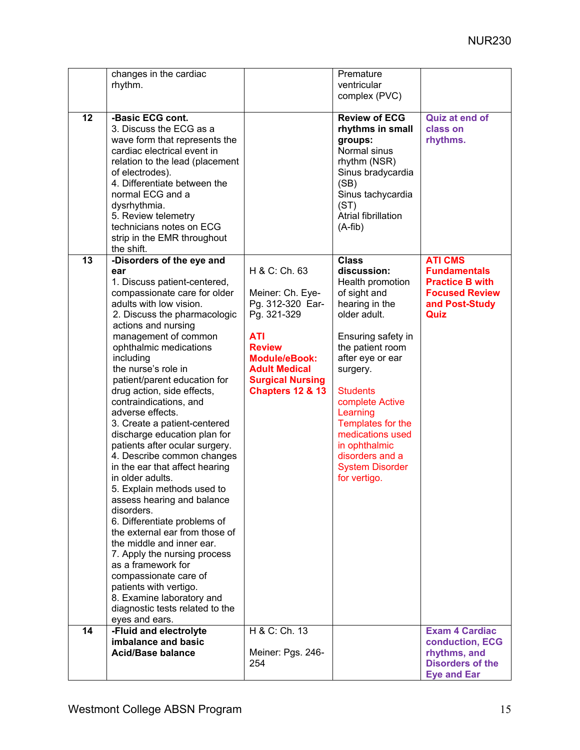| | | | | |
|---|---|---|---|---|
| | changes in the cardiac rhythm. | | Premature ventricular complex (PVC) | |
| **12** | **-Basic ECG cont.**<br>3. Discuss the ECG as a wave form that represents the cardiac electrical event in relation to the lead (placement of electrodes).<br>4. Differentiate between the normal ECG and a dysrhythmia.<br>5. Review telemetry technicians notes on ECG strip in the EMR throughout the shift. | | **Review of ECG rhythms in small groups:**<br>Normal sinus rhythm (NSR)<br>Sinus bradycardia (SB)<br>Sinus tachycardia (ST)<br>Atrial fibrillation (A-fib) | **Quiz at end of class on rhythms.** |
| **13** | **-Disorders of the eye and ear**<br>1. Discuss patient-centered, compassionate care for older adults with low vision.<br>2. Discuss the pharmacologic actions and nursing management of common ophthalmic medications including the nurse's role in patient/parent education for drug action, side effects, contraindications, and adverse effects.<br>3. Create a patient-centered discharge education plan for patients after ocular surgery.<br>4. Describe common changes in the ear that affect hearing in older adults.<br>5. Explain methods used to assess hearing and balance disorders.<br>6. Differentiate problems of the external ear from those of the middle and inner ear.<br>7. Apply the nursing process as a framework for compassionate care of patients with vertigo.<br>8. Examine laboratory and diagnostic tests related to the eyes and ears. | H & C: Ch. 63<br><br>Meiner: Ch. Eye-Pg. 312-320 Ear-Pg. 321-329<br><br>**ATI Review Module/eBook: Adult Medical Surgical Nursing Chapters 12 & 13** | **Class discussion:**<br>Health promotion of sight and hearing in the older adult.<br><br>Ensuring safety in the patient room after eye or ear surgery.<br><br>Students complete Active Learning Templates for the medications used in ophthalmic disorders and a System Disorder for vertigo. | **ATI CMS Fundamentals Practice B with Focused Review and Post-Study Quiz** |
| **14** | **-Fluid and electrolyte imbalance and basic Acid/Base balance** | H & C: Ch. 13<br><br>Meiner: Pgs. 246-254 | | **Exam 4 Cardiac conduction, ECG rhythms, and Disorders of the Eye and Ear** |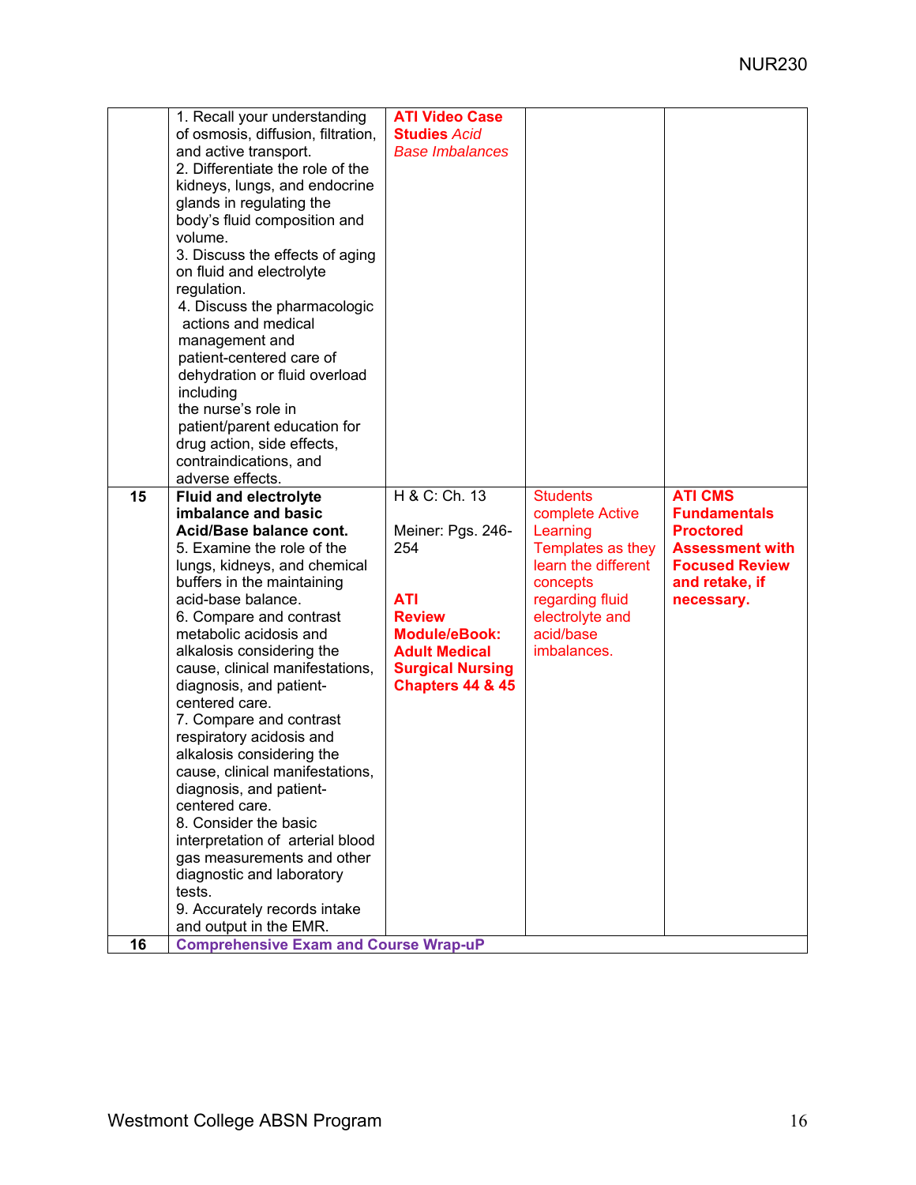| | | | | |
|---|---|---|---|---|
| | 1. Recall your understanding of osmosis, diffusion, filtration, and active transport.<br>2. Differentiate the role of the kidneys, lungs, and endocrine glands in regulating the body's fluid composition and volume.<br>3. Discuss the effects of aging on fluid and electrolyte regulation.<br>4. Discuss the pharmacologic actions and medical management and patient-centered care of dehydration or fluid overload including the nurse's role in patient/parent education for drug action, side effects, contraindications, and adverse effects. | **ATI Video Case Studies** *Acid Base Imbalances* | | |
| **15** | **Fluid and electrolyte imbalance and basic Acid/Base balance cont.**<br>5. Examine the role of the lungs, kidneys, and chemical buffers in the maintaining acid-base balance.<br>6. Compare and contrast metabolic acidosis and alkalosis considering the cause, clinical manifestations, diagnosis, and patient-centered care.<br>7. Compare and contrast respiratory acidosis and alkalosis considering the cause, clinical manifestations, diagnosis, and patient-centered care.<br>8. Consider the basic interpretation of arterial blood gas measurements and other diagnostic and laboratory tests.<br>9. Accurately records intake and output in the EMR. | H & C: Ch. 13<br><br>Meiner: Pgs. 246-254<br><br>**ATI Review Module/eBook: Adult Medical Surgical Nursing Chapters 44 & 45** | Students complete Active Learning Templates as they learn the different concepts regarding fluid electrolyte and acid/base imbalances. | **ATI CMS Fundamentals Proctored Assessment with Focused Review and retake, if necessary.** |
| **16** | **Comprehensive Exam and Course Wrap-uP** | | | |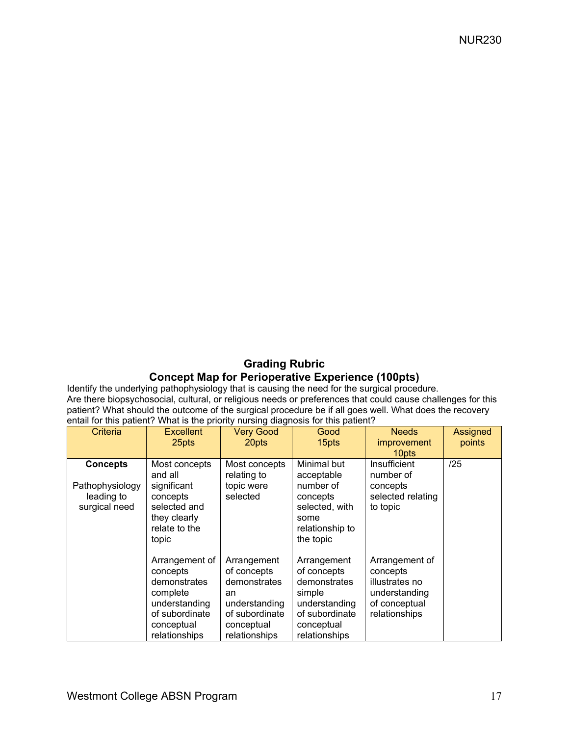## Grading Rubric
## Concept Map for Perioperative Experience (100pts)

Identify the underlying pathophysiology that is causing the need for the surgical procedure.
Are there biopsychosocial, cultural, or religious needs or preferences that could cause challenges for this patient? What should the outcome of the surgical procedure be if all goes well. What does the recovery entail for this patient? What is the priority nursing diagnosis for this patient?

| Criteria | Excellent 25pts | Very Good 20pts | Good 15pts | Needs improvement 10pts | Assigned points |
|---|---|---|---|---|---|
| **Concepts**<br><br>Pathophysiology leading to surgical need | Most concepts and all significant concepts selected and they clearly relate to the topic<br><br>Arrangement of concepts demonstrates complete understanding of subordinate conceptual relationships | Most concepts relating to topic were selected<br><br>Arrangement of concepts demonstrates an understanding of subordinate conceptual relationships | Minimal but acceptable number of concepts selected, with some relationship to the topic<br><br>Arrangement of concepts demonstrates simple understanding of subordinate conceptual relationships | Insufficient number of concepts selected relating to topic<br><br>Arrangement of concepts illustrates no understanding of conceptual relationships | /25 |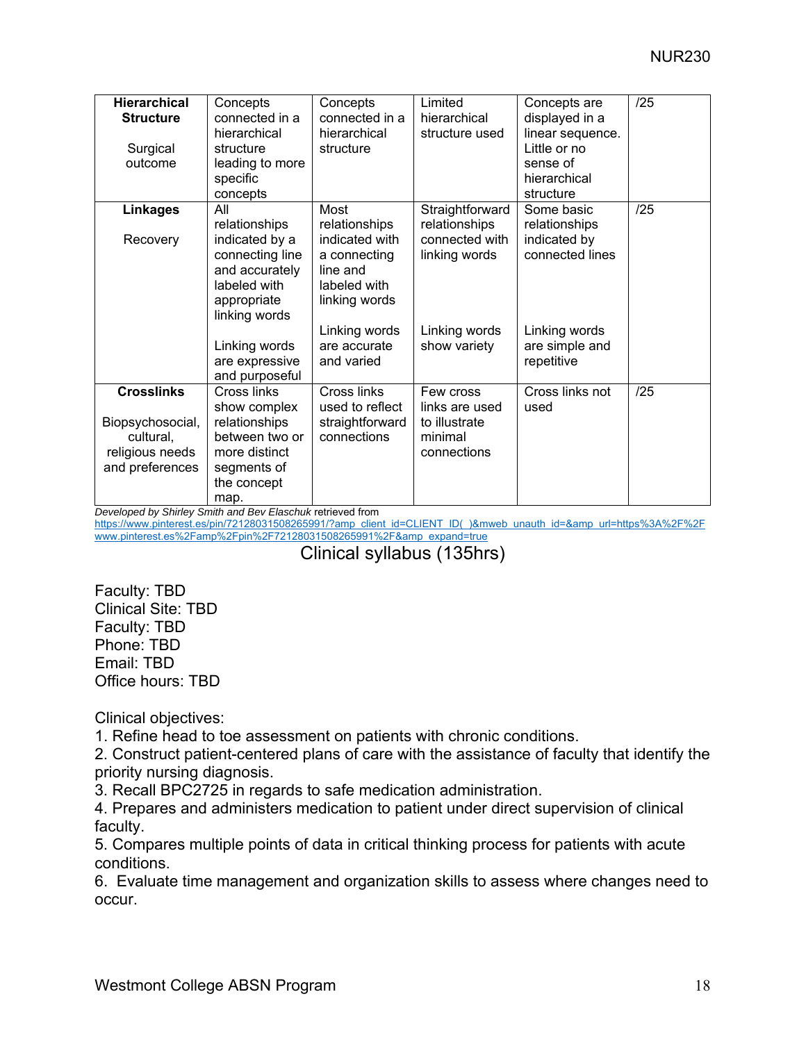| **Hierarchical Structure**<br><br>Surgical outcome | Concepts connected in a hierarchical structure leading to more specific concepts | Concepts connected in a hierarchical structure | Limited hierarchical structure used | Concepts are displayed in a linear sequence. Little or no sense of hierarchical structure | /25 |
|---|---|---|---|---|---|
| **Linkages**<br><br>Recovery | All relationships indicated by a connecting line and accurately labeled with appropriate linking words<br><br>Linking words are expressive and purposeful | Most relationships indicated with a connecting line and labeled with linking words<br><br>Linking words are accurate and varied | Straightforward relationships connected with linking words<br><br>Linking words show variety | Some basic relationships indicated by connected lines<br><br>Linking words are simple and repetitive | /25 |
| **Crosslinks**<br><br>Biopsychosocial, cultural, religious needs and preferences | Cross links show complex relationships between two or more distinct segments of the concept map. | Cross links used to reflect straightforward connections | Few cross links are used to illustrate minimal connections | Cross links not used | /25 |

*Developed by Shirley Smith and Bev Elaschuk* retrieved from https://www.pinterest.es/pin/72128031508265991/?amp_client_id=CLIENT_ID(_)&mweb_unauth_id=&amp_url=https%3A%2F%2Fwww.pinterest.es%2Famp%2Fpin%2F72128031508265991%2F&amp_expand=true

# Clinical syllabus (135hrs)

Faculty: TBD
Clinical Site: TBD
Faculty: TBD
Phone: TBD
Email: TBD
Office hours: TBD

Clinical objectives:

1. Refine head to toe assessment on patients with chronic conditions.
2. Construct patient-centered plans of care with the assistance of faculty that identify the priority nursing diagnosis.
3. Recall BPC2725 in regards to safe medication administration.
4. Prepares and administers medication to patient under direct supervision of clinical faculty.
5. Compares multiple points of data in critical thinking process for patients with acute conditions.
6. Evaluate time management and organization skills to assess where changes need to occur.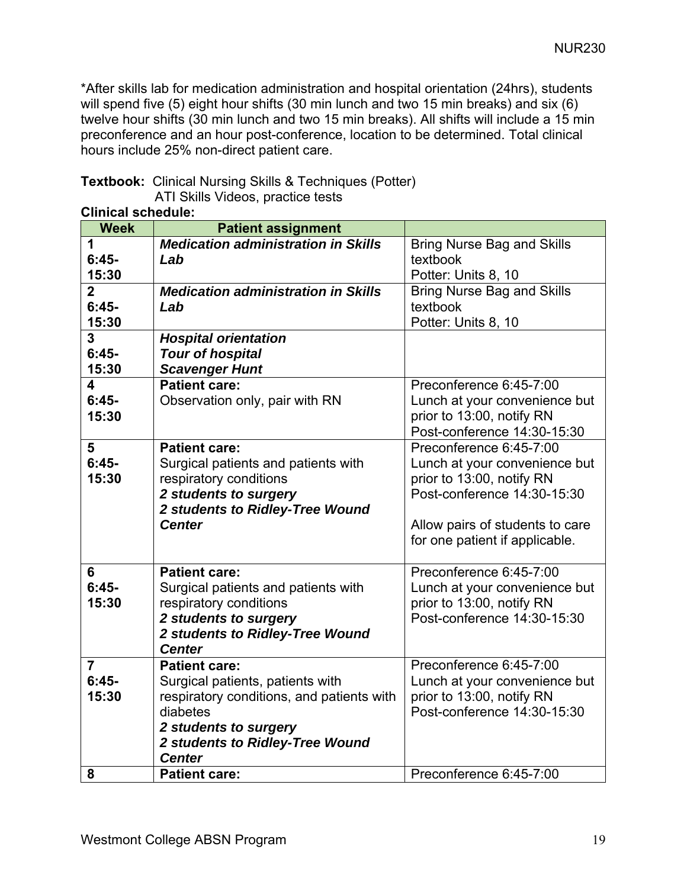*After skills lab for medication administration and hospital orientation (24hrs), students will spend five (5) eight hour shifts (30 min lunch and two 15 min breaks) and six (6) twelve hour shifts (30 min lunch and two 15 min breaks). All shifts will include a 15 min preconference and an hour post-conference, location to be determined. Total clinical hours include 25% non-direct patient care.

**Textbook:** Clinical Nursing Skills & Techniques (Potter)
ATI Skills Videos, practice tests

**Clinical schedule:**

| Week | Patient assignment | |
|---|---|---|
| **1**<br>**6:45-15:30** | ***Medication administration in Skills Lab*** | Bring Nurse Bag and Skills textbook<br>Potter: Units 8, 10 |
| **2**<br>**6:45-15:30** | ***Medication administration in Skills Lab*** | Bring Nurse Bag and Skills textbook<br>Potter: Units 8, 10 |
| **3**<br>**6:45-15:30** | ***Hospital orientation***<br>***Tour of hospital***<br>***Scavenger Hunt*** | |
| **4**<br>**6:45-15:30** | **Patient care:**<br>Observation only, pair with RN | Preconference 6:45-7:00<br>Lunch at your convenience but prior to 13:00, notify RN<br>Post-conference 14:30-15:30 |
| **5**<br>**6:45-15:30** | **Patient care:**<br>Surgical patients and patients with respiratory conditions<br>***2 students to surgery***<br>***2 students to Ridley-Tree Wound Center*** | Preconference 6:45-7:00<br>Lunch at your convenience but prior to 13:00, notify RN<br>Post-conference 14:30-15:30<br><br>Allow pairs of students to care for one patient if applicable. |
| **6**<br>**6:45-15:30** | **Patient care:**<br>Surgical patients and patients with respiratory conditions<br>***2 students to surgery***<br>***2 students to Ridley-Tree Wound Center*** | Preconference 6:45-7:00<br>Lunch at your convenience but prior to 13:00, notify RN<br>Post-conference 14:30-15:30 |
| **7**<br>**6:45-15:30** | **Patient care:**<br>Surgical patients, patients with respiratory conditions, and patients with diabetes<br>***2 students to surgery***<br>***2 students to Ridley-Tree Wound Center*** | Preconference 6:45-7:00<br>Lunch at your convenience but prior to 13:00, notify RN<br>Post-conference 14:30-15:30 |
| **8** | **Patient care:** | Preconference 6:45-7:00 |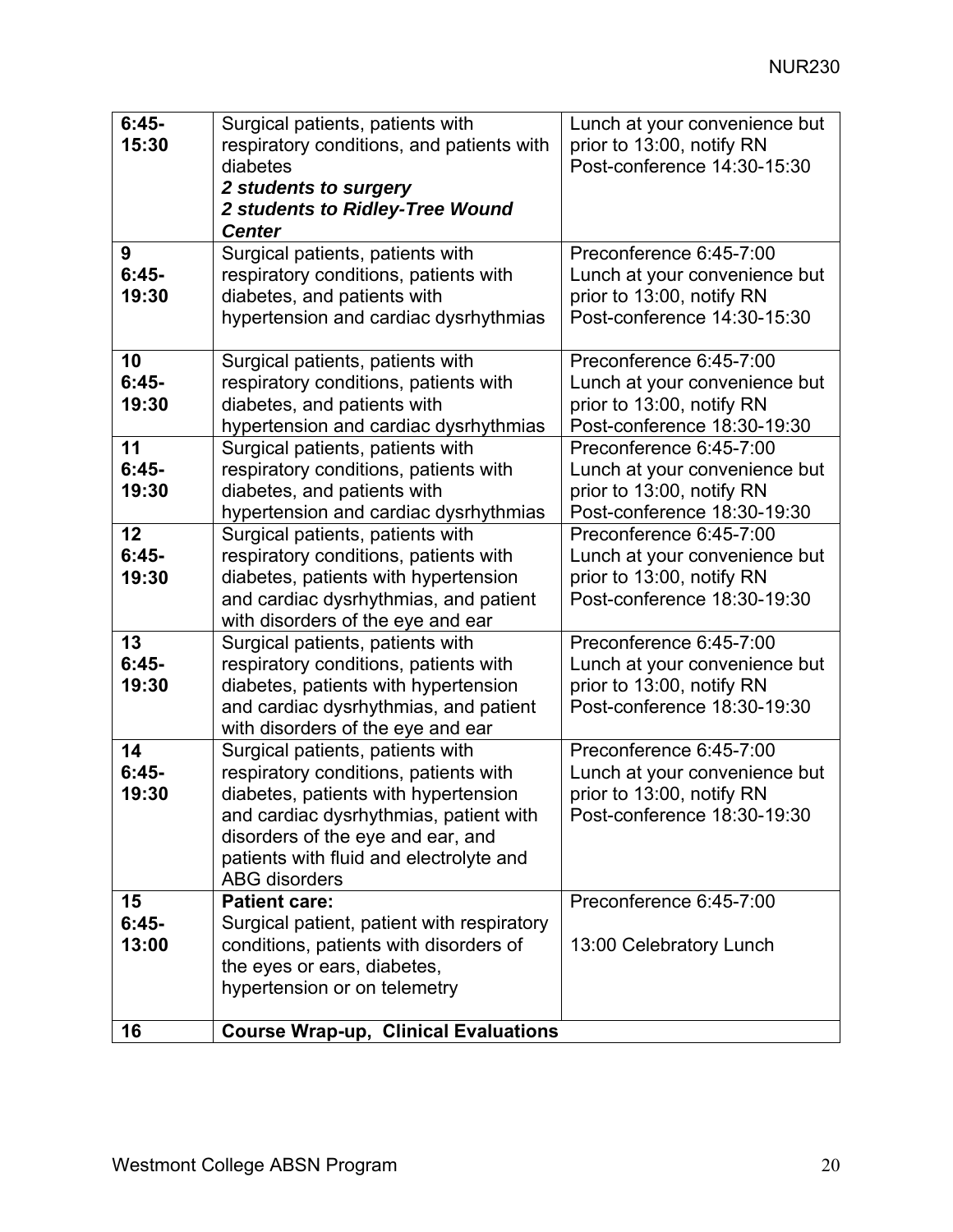| | | |
|---|---|---|
| **6:45-15:30** | Surgical patients, patients with respiratory conditions, and patients with diabetes<br>***2 students to surgery***<br>***2 students to Ridley-Tree Wound Center*** | Lunch at your convenience but prior to 13:00, notify RN<br>Post-conference 14:30-15:30 |
| **9**<br>**6:45-19:30** | Surgical patients, patients with respiratory conditions, patients with diabetes, and patients with hypertension and cardiac dysrhythmias | Preconference 6:45-7:00<br>Lunch at your convenience but prior to 13:00, notify RN<br>Post-conference 14:30-15:30 |
| **10**<br>**6:45-19:30** | Surgical patients, patients with respiratory conditions, patients with diabetes, and patients with hypertension and cardiac dysrhythmias | Preconference 6:45-7:00<br>Lunch at your convenience but prior to 13:00, notify RN<br>Post-conference 18:30-19:30 |
| **11**<br>**6:45-19:30** | Surgical patients, patients with respiratory conditions, patients with diabetes, and patients with hypertension and cardiac dysrhythmias | Preconference 6:45-7:00<br>Lunch at your convenience but prior to 13:00, notify RN<br>Post-conference 18:30-19:30 |
| **12**<br>**6:45-19:30** | Surgical patients, patients with respiratory conditions, patients with diabetes, patients with hypertension and cardiac dysrhythmias, and patient with disorders of the eye and ear | Preconference 6:45-7:00<br>Lunch at your convenience but prior to 13:00, notify RN<br>Post-conference 18:30-19:30 |
| **13**<br>**6:45-19:30** | Surgical patients, patients with respiratory conditions, patients with diabetes, patients with hypertension and cardiac dysrhythmias, and patient with disorders of the eye and ear | Preconference 6:45-7:00<br>Lunch at your convenience but prior to 13:00, notify RN<br>Post-conference 18:30-19:30 |
| **14**<br>**6:45-19:30** | Surgical patients, patients with respiratory conditions, patients with diabetes, patients with hypertension and cardiac dysrhythmias, patient with disorders of the eye and ear, and patients with fluid and electrolyte and ABG disorders | Preconference 6:45-7:00<br>Lunch at your convenience but prior to 13:00, notify RN<br>Post-conference 18:30-19:30 |
| **15**<br>**6:45-13:00** | **Patient care:**<br>Surgical patient, patient with respiratory conditions, patients with disorders of the eyes or ears, diabetes, hypertension or on telemetry | Preconference 6:45-7:00<br><br>13:00 Celebratory Lunch |
| **16** | **Course Wrap-up, Clinical Evaluations** | |